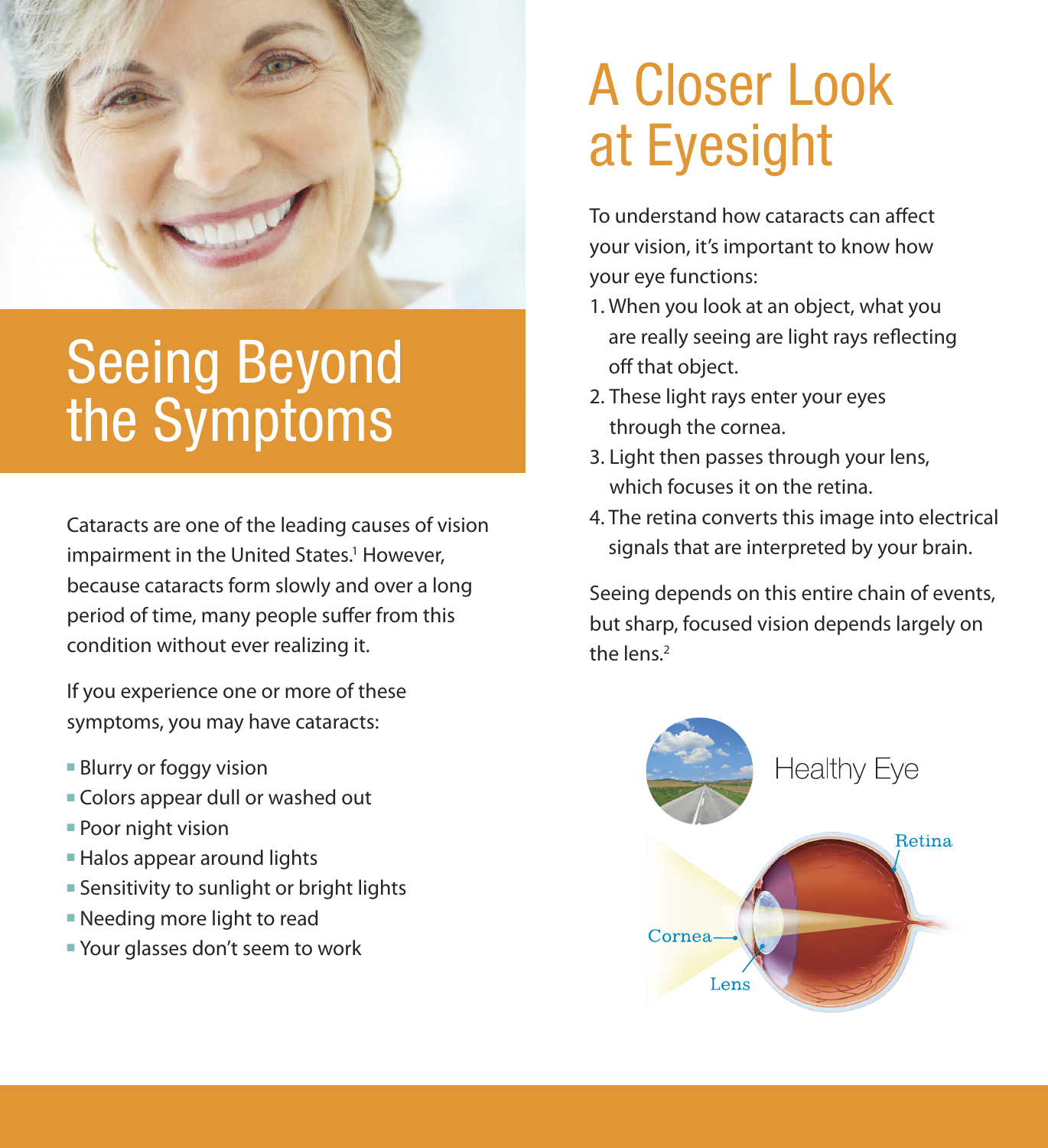# Seeing Beyond the Symptoms

Cataracts are one of the leading causes of vision impairment in the United States.[1] However, because cataracts form slowly and over a long period of time, many people suffer from this condition without ever realizing it.

If you experience one or more of these symptoms, you may have cataracts:

- Blurry or foggy vision
- Colors appear dull or washed out
- Poor night vision
- Halos appear around lights
- Sensitivity to sunlight or bright lights
- Needing more light to read
- Your glasses don't seem to work

# A Closer Look at Eyesight

To understand how cataracts can affect your vision, it's important to know how your eye functions:

1. When you look at an object, what you are really seeing are light rays reflecting off that object.
2. These light rays enter your eyes through the cornea.
3. Light then passes through your lens, which focuses it on the retina.
4. The retina converts this image into electrical signals that are interpreted by your brain.

Seeing depends on this entire chain of events, but sharp, focused vision depends largely on the lens.[2]

Healthy Eye

Retina

Cornea

Lens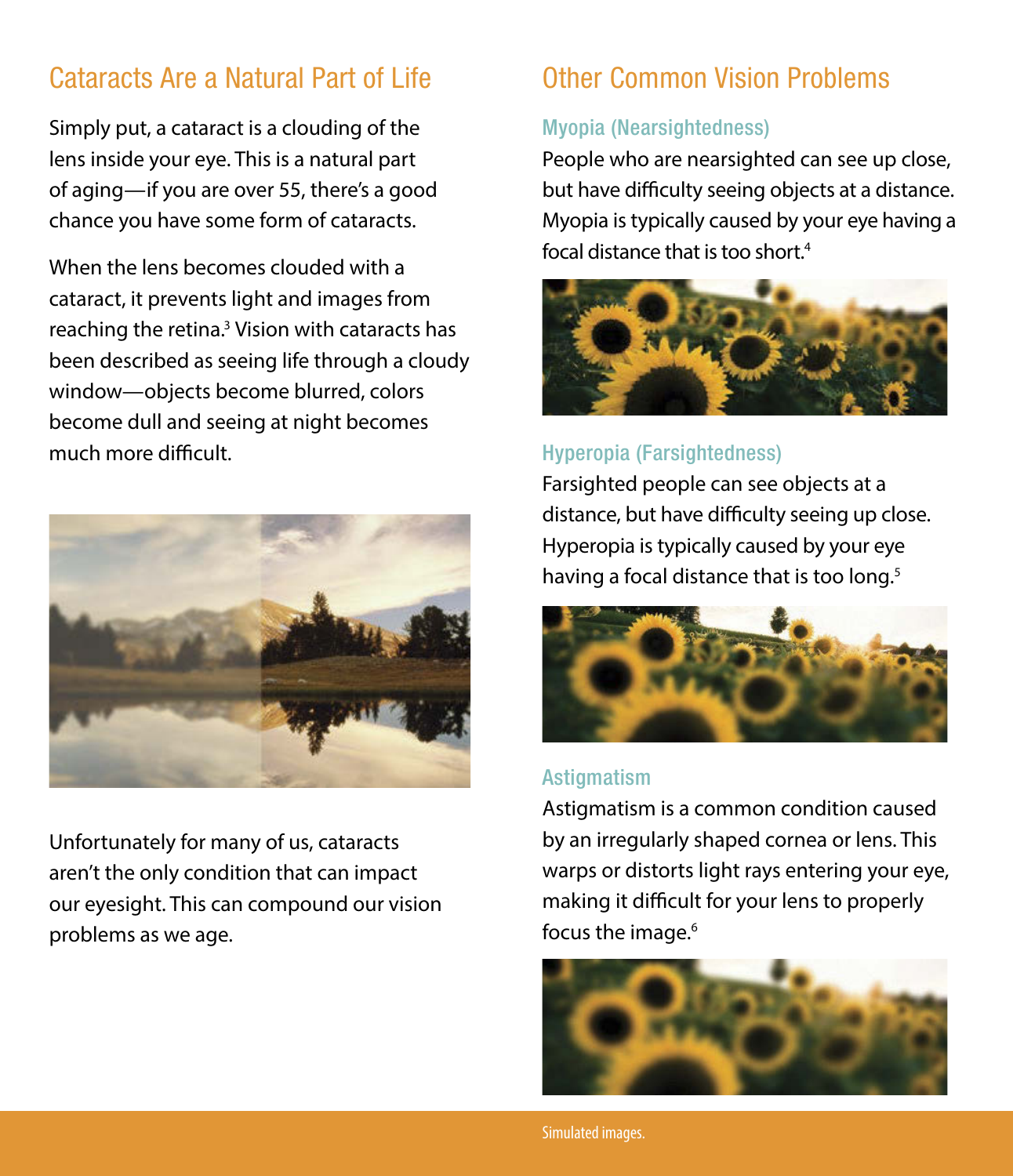## Cataracts Are a Natural Part of Life

Simply put, a cataract is a clouding of the lens inside your eye. This is a natural part of aging—if you are over 55, there's a good chance you have some form of cataracts.

When the lens becomes clouded with a cataract, it prevents light and images from reaching the retina.[3] Vision with cataracts has been described as seeing life through a cloudy window—objects become blurred, colors become dull and seeing at night becomes much more difficult.

Unfortunately for many of us, cataracts aren't the only condition that can impact our eyesight. This can compound our vision problems as we age.

## Other Common Vision Problems

### Myopia (Nearsightedness)

People who are nearsighted can see up close, but have difficulty seeing objects at a distance. Myopia is typically caused by your eye having a focal distance that is too short.[4]

### Hyperopia (Farsightedness)

Farsighted people can see objects at a distance, but have difficulty seeing up close. Hyperopia is typically caused by your eye having a focal distance that is too long.[5]

### Astigmatism

Astigmatism is a common condition caused by an irregularly shaped cornea or lens. This warps or distorts light rays entering your eye, making it difficult for your lens to properly focus the image.[6]

Simulated images.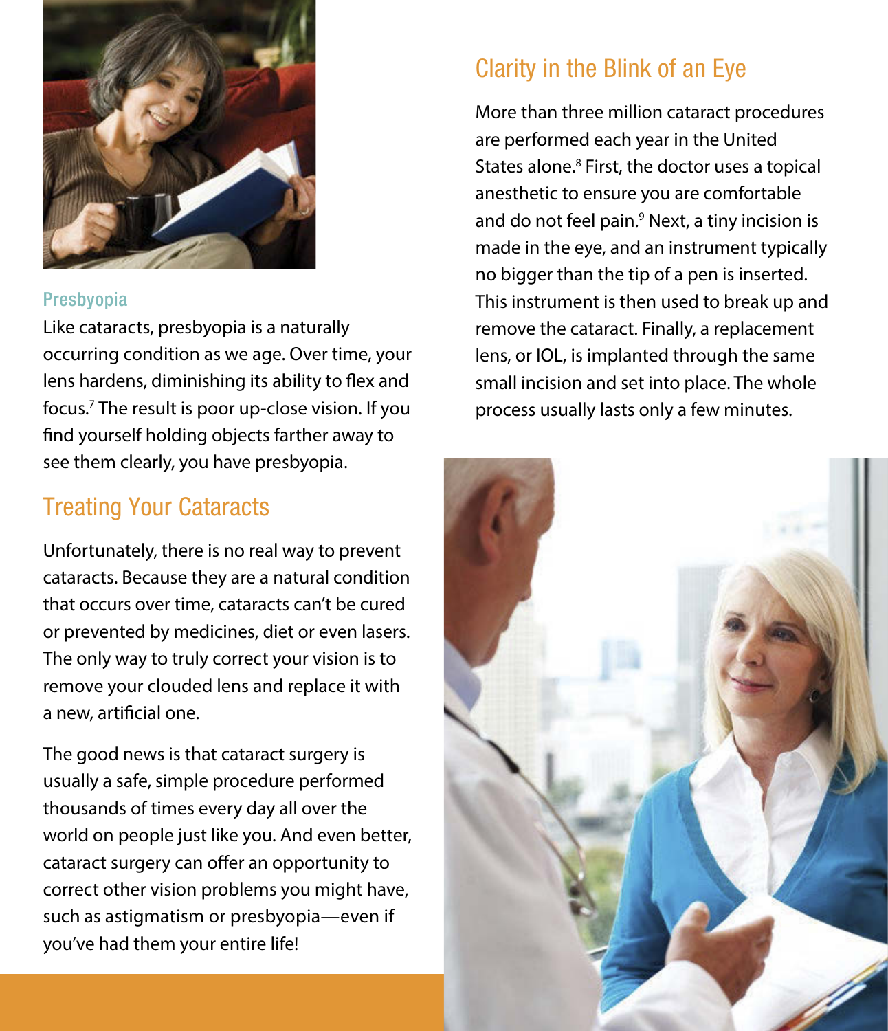### Presbyopia

Like cataracts, presbyopia is a naturally occurring condition as we age. Over time, your lens hardens, diminishing its ability to flex and focus.[7] The result is poor up-close vision. If you find yourself holding objects farther away to see them clearly, you have presbyopia.

## Treating Your Cataracts

Unfortunately, there is no real way to prevent cataracts. Because they are a natural condition that occurs over time, cataracts can't be cured or prevented by medicines, diet or even lasers. The only way to truly correct your vision is to remove your clouded lens and replace it with a new, artificial one.

The good news is that cataract surgery is usually a safe, simple procedure performed thousands of times every day all over the world on people just like you. And even better, cataract surgery can offer an opportunity to correct other vision problems you might have, such as astigmatism or presbyopia—even if you've had them your entire life!

## Clarity in the Blink of an Eye

More than three million cataract procedures are performed each year in the United States alone.[8] First, the doctor uses a topical anesthetic to ensure you are comfortable and do not feel pain.[9] Next, a tiny incision is made in the eye, and an instrument typically no bigger than the tip of a pen is inserted. This instrument is then used to break up and remove the cataract. Finally, a replacement lens, or IOL, is implanted through the same small incision and set into place. The whole process usually lasts only a few minutes.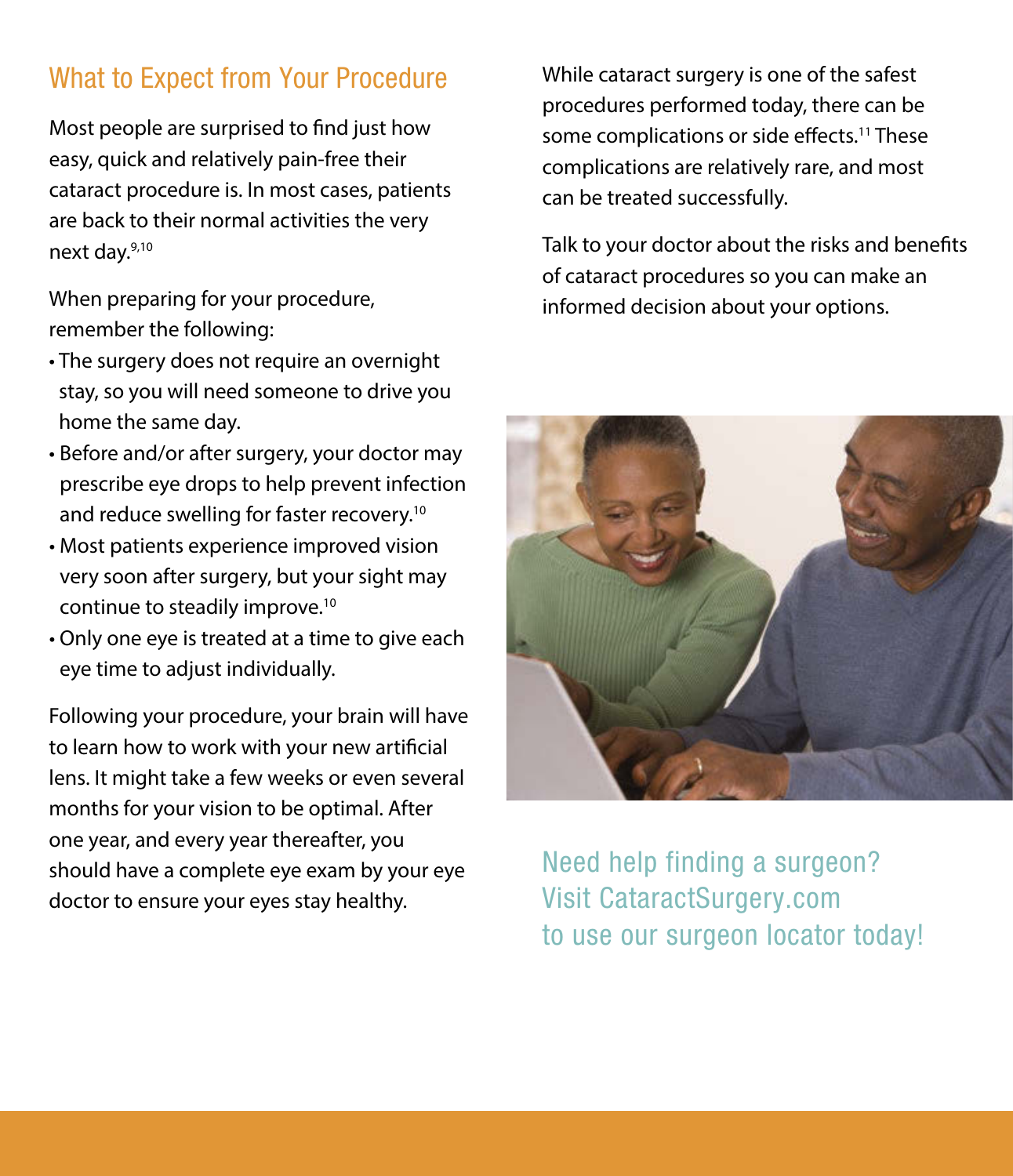## What to Expect from Your Procedure

Most people are surprised to find just how easy, quick and relatively pain-free their cataract procedure is. In most cases, patients are back to their normal activities the very next day.[9,10]

When preparing for your procedure, remember the following:

- The surgery does not require an overnight stay, so you will need someone to drive you home the same day.
- Before and/or after surgery, your doctor may prescribe eye drops to help prevent infection and reduce swelling for faster recovery.[10]
- Most patients experience improved vision very soon after surgery, but your sight may continue to steadily improve.[10]
- Only one eye is treated at a time to give each eye time to adjust individually.

Following your procedure, your brain will have to learn how to work with your new artificial lens. It might take a few weeks or even several months for your vision to be optimal. After one year, and every year thereafter, you should have a complete eye exam by your eye doctor to ensure your eyes stay healthy.

While cataract surgery is one of the safest procedures performed today, there can be some complications or side effects.[11] These complications are relatively rare, and most can be treated successfully.

Talk to your doctor about the risks and benefits of cataract procedures so you can make an informed decision about your options.

Need help finding a surgeon?
Visit CataractSurgery.com
to use our surgeon locator today!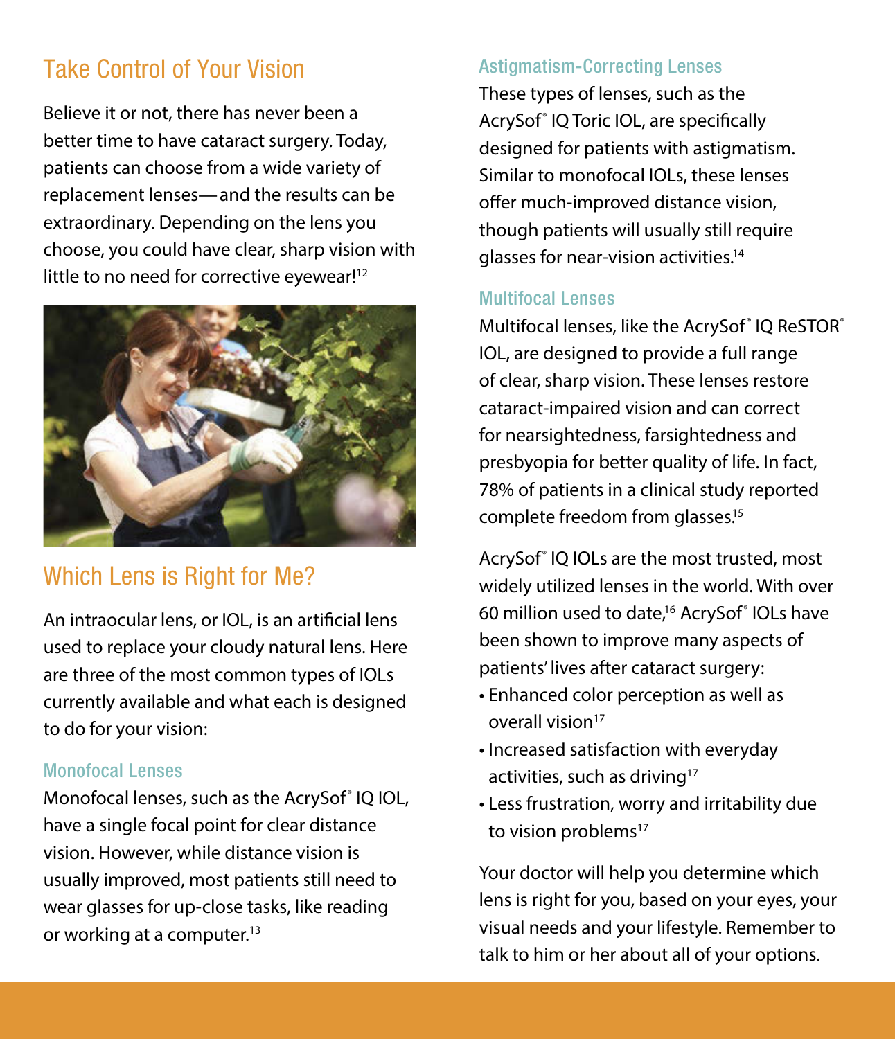## Take Control of Your Vision

Believe it or not, there has never been a better time to have cataract surgery. Today, patients can choose from a wide variety of replacement lenses—and the results can be extraordinary. Depending on the lens you choose, you could have clear, sharp vision with little to no need for corrective eyewear![12]

## Which Lens is Right for Me?

An intraocular lens, or IOL, is an artificial lens used to replace your cloudy natural lens. Here are three of the most common types of IOLs currently available and what each is designed to do for your vision:

### Monofocal Lenses

Monofocal lenses, such as the AcrySof® IQ IOL, have a single focal point for clear distance vision. However, while distance vision is usually improved, most patients still need to wear glasses for up-close tasks, like reading or working at a computer.[13]

### Astigmatism-Correcting Lenses

These types of lenses, such as the AcrySof® IQ Toric IOL, are specifically designed for patients with astigmatism. Similar to monofocal IOLs, these lenses offer much-improved distance vision, though patients will usually still require glasses for near-vision activities.[14]

### Multifocal Lenses

Multifocal lenses, like the AcrySof® IQ ReSTOR® IOL, are designed to provide a full range of clear, sharp vision. These lenses restore cataract-impaired vision and can correct for nearsightedness, farsightedness and presbyopia for better quality of life. In fact, 78% of patients in a clinical study reported complete freedom from glasses.[15]

AcrySof® IQ IOLs are the most trusted, most widely utilized lenses in the world. With over 60 million used to date,[16] AcrySof® IOLs have been shown to improve many aspects of patients' lives after cataract surgery:

- Enhanced color perception as well as overall vision[17]
- Increased satisfaction with everyday activities, such as driving[17]
- Less frustration, worry and irritability due to vision problems[17]

Your doctor will help you determine which lens is right for you, based on your eyes, your visual needs and your lifestyle. Remember to talk to him or her about all of your options.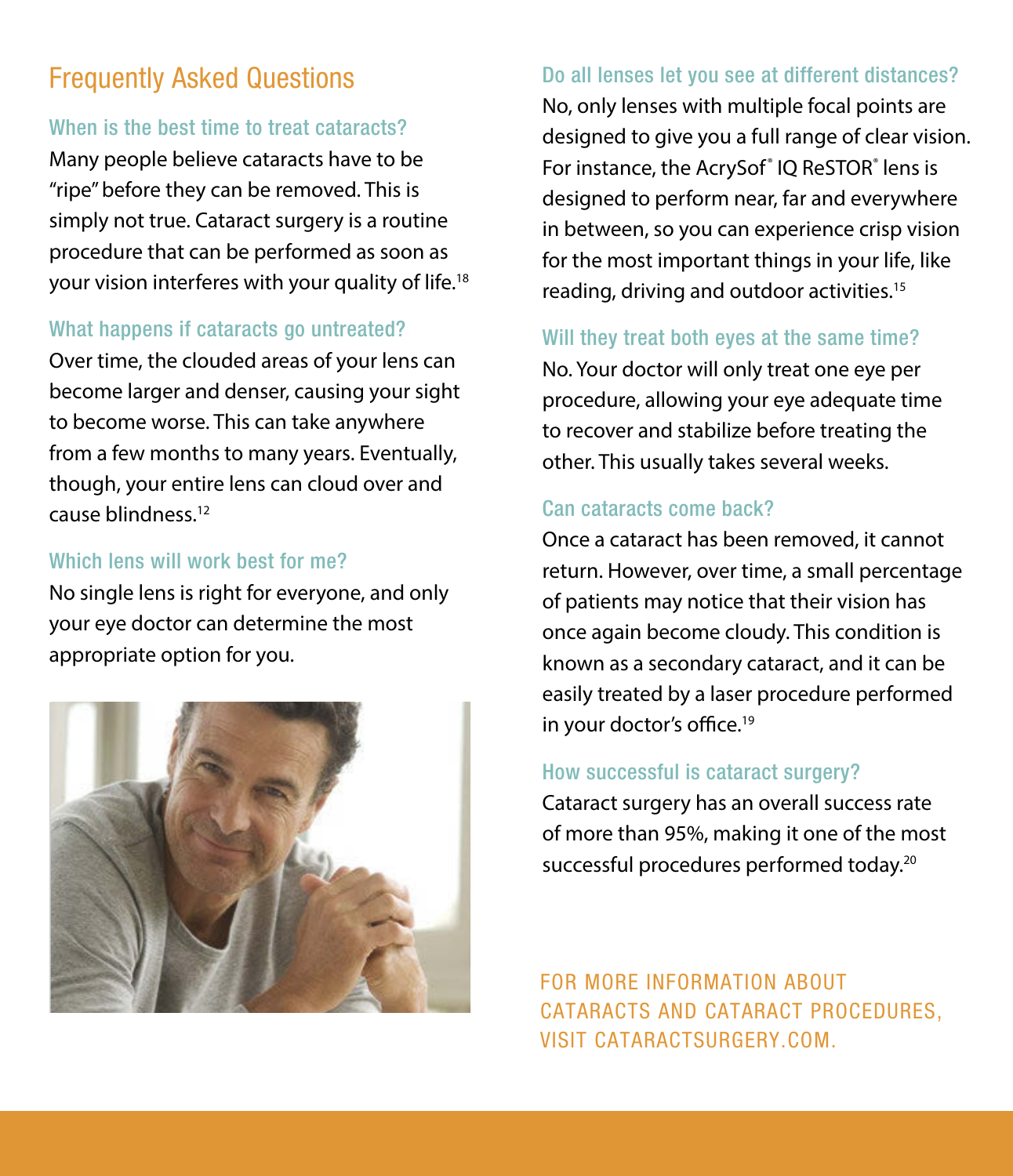## Frequently Asked Questions

### When is the best time to treat cataracts?

Many people believe cataracts have to be "ripe" before they can be removed. This is simply not true. Cataract surgery is a routine procedure that can be performed as soon as your vision interferes with your quality of life.[18]

### What happens if cataracts go untreated?

Over time, the clouded areas of your lens can become larger and denser, causing your sight to become worse. This can take anywhere from a few months to many years. Eventually, though, your entire lens can cloud over and cause blindness.[12]

### Which lens will work best for me?

No single lens is right for everyone, and only your eye doctor can determine the most appropriate option for you.

### Do all lenses let you see at different distances?

No, only lenses with multiple focal points are designed to give you a full range of clear vision. For instance, the AcrySof® IQ ReSTOR® lens is designed to perform near, far and everywhere in between, so you can experience crisp vision for the most important things in your life, like reading, driving and outdoor activities.[15]

### Will they treat both eyes at the same time?

No. Your doctor will only treat one eye per procedure, allowing your eye adequate time to recover and stabilize before treating the other. This usually takes several weeks.

### Can cataracts come back?

Once a cataract has been removed, it cannot return. However, over time, a small percentage of patients may notice that their vision has once again become cloudy. This condition is known as a secondary cataract, and it can be easily treated by a laser procedure performed in your doctor's office.[19]

### How successful is cataract surgery?

Cataract surgery has an overall success rate of more than 95%, making it one of the most successful procedures performed today.[20]

FOR MORE INFORMATION ABOUT CATARACTS AND CATARACT PROCEDURES, VISIT CATARACTSURGERY.COM.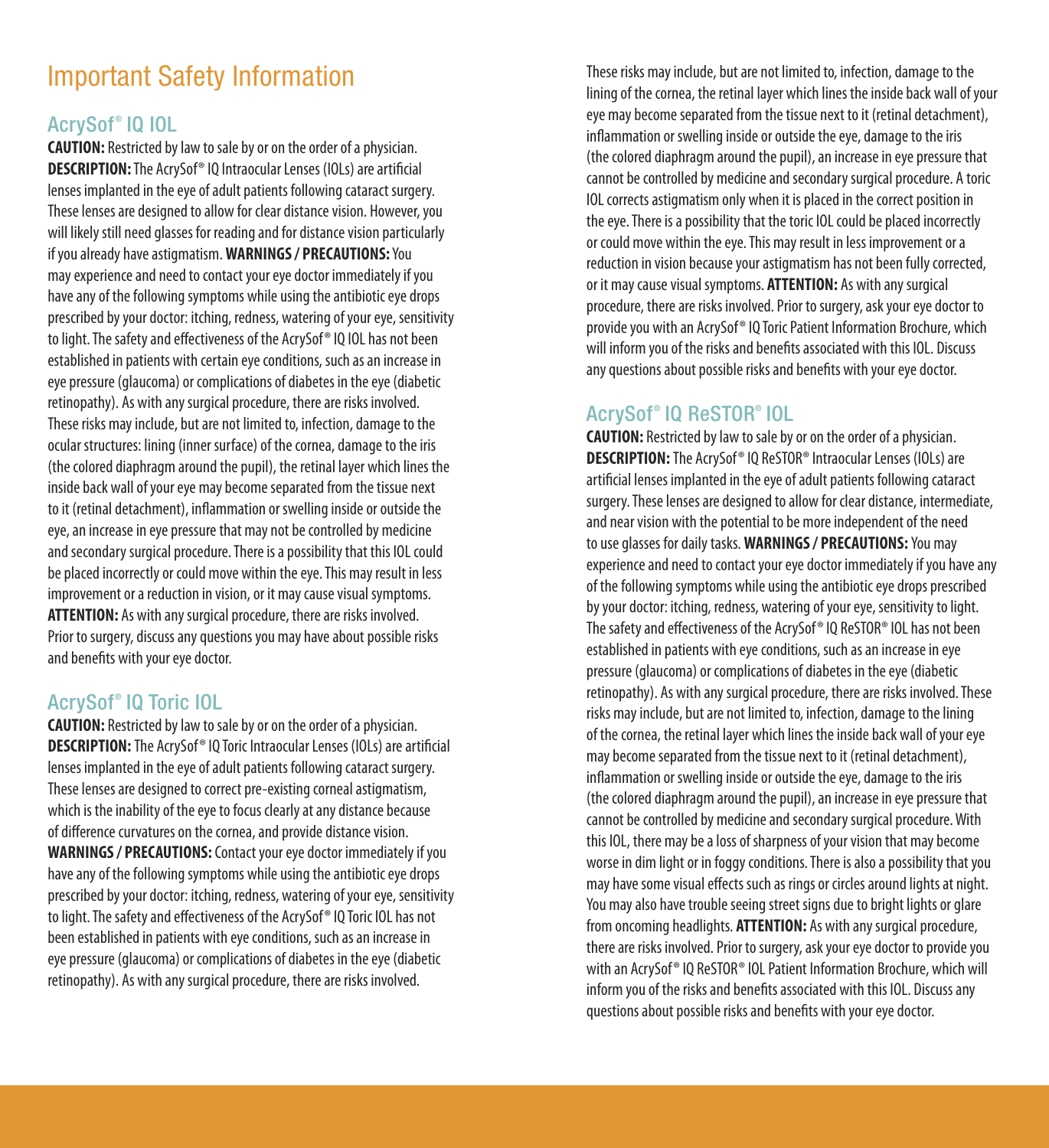# Important Safety Information

## AcrySof® IQ IOL

**CAUTION:** Restricted by law to sale by or on the order of a physician. **DESCRIPTION:** The AcrySof® IQ Intraocular Lenses (IOLs) are artificial lenses implanted in the eye of adult patients following cataract surgery. These lenses are designed to allow for clear distance vision. However, you will likely still need glasses for reading and for distance vision particularly if you already have astigmatism. **WARNINGS / PRECAUTIONS:** You may experience and need to contact your eye doctor immediately if you have any of the following symptoms while using the antibiotic eye drops prescribed by your doctor: itching, redness, watering of your eye, sensitivity to light. The safety and effectiveness of the AcrySof® IQ IOL has not been established in patients with certain eye conditions, such as an increase in eye pressure (glaucoma) or complications of diabetes in the eye (diabetic retinopathy). As with any surgical procedure, there are risks involved. These risks may include, but are not limited to, infection, damage to the ocular structures: lining (inner surface) of the cornea, damage to the iris (the colored diaphragm around the pupil), the retinal layer which lines the inside back wall of your eye may become separated from the tissue next to it (retinal detachment), inflammation or swelling inside or outside the eye, an increase in eye pressure that may not be controlled by medicine and secondary surgical procedure. There is a possibility that this IOL could be placed incorrectly or could move within the eye. This may result in less improvement or a reduction in vision, or it may cause visual symptoms. **ATTENTION:** As with any surgical procedure, there are risks involved. Prior to surgery, discuss any questions you may have about possible risks and benefits with your eye doctor.

## AcrySof® IQ Toric IOL

**CAUTION:** Restricted by law to sale by or on the order of a physician. **DESCRIPTION:** The AcrySof® IQ Toric Intraocular Lenses (IOLs) are artificial lenses implanted in the eye of adult patients following cataract surgery. These lenses are designed to correct pre-existing corneal astigmatism, which is the inability of the eye to focus clearly at any distance because of difference curvatures on the cornea, and provide distance vision. **WARNINGS / PRECAUTIONS:** Contact your eye doctor immediately if you have any of the following symptoms while using the antibiotic eye drops prescribed by your doctor: itching, redness, watering of your eye, sensitivity to light. The safety and effectiveness of the AcrySof® IQ Toric IOL has not been established in patients with eye conditions, such as an increase in eye pressure (glaucoma) or complications of diabetes in the eye (diabetic retinopathy). As with any surgical procedure, there are risks involved. These risks may include, but are not limited to, infection, damage to the lining of the cornea, the retinal layer which lines the inside back wall of your eye may become separated from the tissue next to it (retinal detachment), inflammation or swelling inside or outside the eye, damage to the iris (the colored diaphragm around the pupil), an increase in eye pressure that cannot be controlled by medicine and secondary surgical procedure. A toric IOL corrects astigmatism only when it is placed in the correct position in the eye. There is a possibility that the toric IOL could be placed incorrectly or could move within the eye. This may result in less improvement or a reduction in vision because your astigmatism has not been fully corrected, or it may cause visual symptoms. **ATTENTION:** As with any surgical procedure, there are risks involved. Prior to surgery, ask your eye doctor to provide you with an AcrySof® IQ Toric Patient Information Brochure, which will inform you of the risks and benefits associated with this IOL. Discuss any questions about possible risks and benefits with your eye doctor.

## AcrySof® IQ ReSTOR® IOL

**CAUTION:** Restricted by law to sale by or on the order of a physician. **DESCRIPTION:** The AcrySof® IQ ReSTOR® Intraocular Lenses (IOLs) are artificial lenses implanted in the eye of adult patients following cataract surgery. These lenses are designed to allow for clear distance, intermediate, and near vision with the potential to be more independent of the need to use glasses for daily tasks. **WARNINGS / PRECAUTIONS:** You may experience and need to contact your eye doctor immediately if you have any of the following symptoms while using the antibiotic eye drops prescribed by your doctor: itching, redness, watering of your eye, sensitivity to light. The safety and effectiveness of the AcrySof® IQ ReSTOR® IOL has not been established in patients with eye conditions, such as an increase in eye pressure (glaucoma) or complications of diabetes in the eye (diabetic retinopathy). As with any surgical procedure, there are risks involved. These risks may include, but are not limited to, infection, damage to the lining of the cornea, the retinal layer which lines the inside back wall of your eye may become separated from the tissue next to it (retinal detachment), inflammation or swelling inside or outside the eye, damage to the iris (the colored diaphragm around the pupil), an increase in eye pressure that cannot be controlled by medicine and secondary surgical procedure. With this IOL, there may be a loss of sharpness of your vision that may become worse in dim light or in foggy conditions. There is also a possibility that you may have some visual effects such as rings or circles around lights at night. You may also have trouble seeing street signs due to bright lights or glare from oncoming headlights. **ATTENTION:** As with any surgical procedure, there are risks involved. Prior to surgery, ask your eye doctor to provide you with an AcrySof® IQ ReSTOR® IOL Patient Information Brochure, which will inform you of the risks and benefits associated with this IOL. Discuss any questions about possible risks and benefits with your eye doctor.